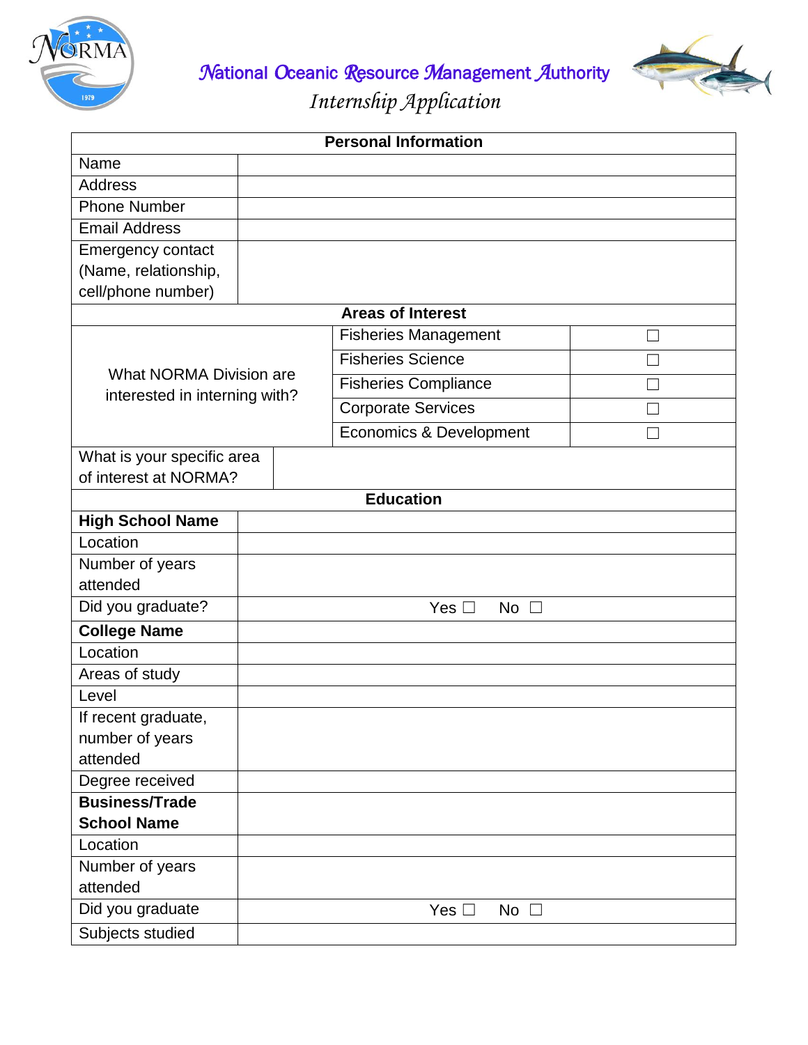# National Oceanic Resource Management Authority

## *Internship Application*

| **Personal Information** | | |
|---|---|---|
| Name | | |
| Address | | |
| Phone Number | | |
| Email Address | | |
| Emergency contact (Name, relationship, cell/phone number) | | |
| **Areas of Interest** | | |
| What NORMA Division are interested in interning with? | Fisheries Management | ☐ |
| | Fisheries Science | ☐ |
| | Fisheries Compliance | ☐ |
| | Corporate Services | ☐ |
| | Economics & Development | ☐ |
| What is your specific area of interest at NORMA? | | |
| **Education** | | |
| **High School Name** | | |
| Location | | |
| Number of years attended | | |
| Did you graduate? | Yes ☐ No ☐ | |
| **College Name** | | |
| Location | | |
| Areas of study | | |
| Level | | |
| If recent graduate, number of years attended | | |
| Degree received | | |
| **Business/Trade School Name** | | |
| Location | | |
| Number of years attended | | |
| Did you graduate | Yes ☐ No ☐ | |
| Subjects studied | | |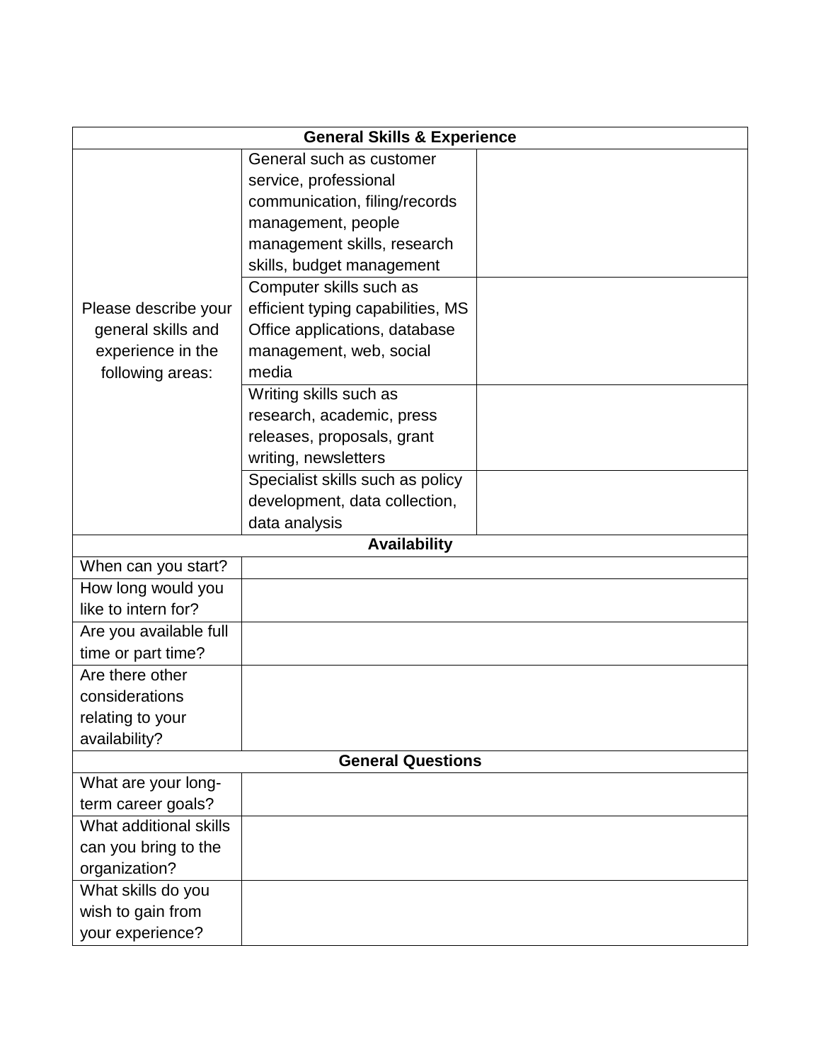| General Skills & Experience | | |
|---|---|---|
| Please describe your general skills and experience in the following areas: | General such as customer service, professional communication, filing/records management, people management skills, research skills, budget management | |
| | Computer skills such as efficient typing capabilities, MS Office applications, database management, web, social media | |
| | Writing skills such as research, academic, press releases, proposals, grant writing, newsletters | |
| | Specialist skills such as policy development, data collection, data analysis | |
| **Availability** | | |
| When can you start? | | |
| How long would you like to intern for? | | |
| Are you available full time or part time? | | |
| Are there other considerations relating to your availability? | | |
| **General Questions** | | |
| What are your long-term career goals? | | |
| What additional skills can you bring to the organization? | | |
| What skills do you wish to gain from your experience? | | |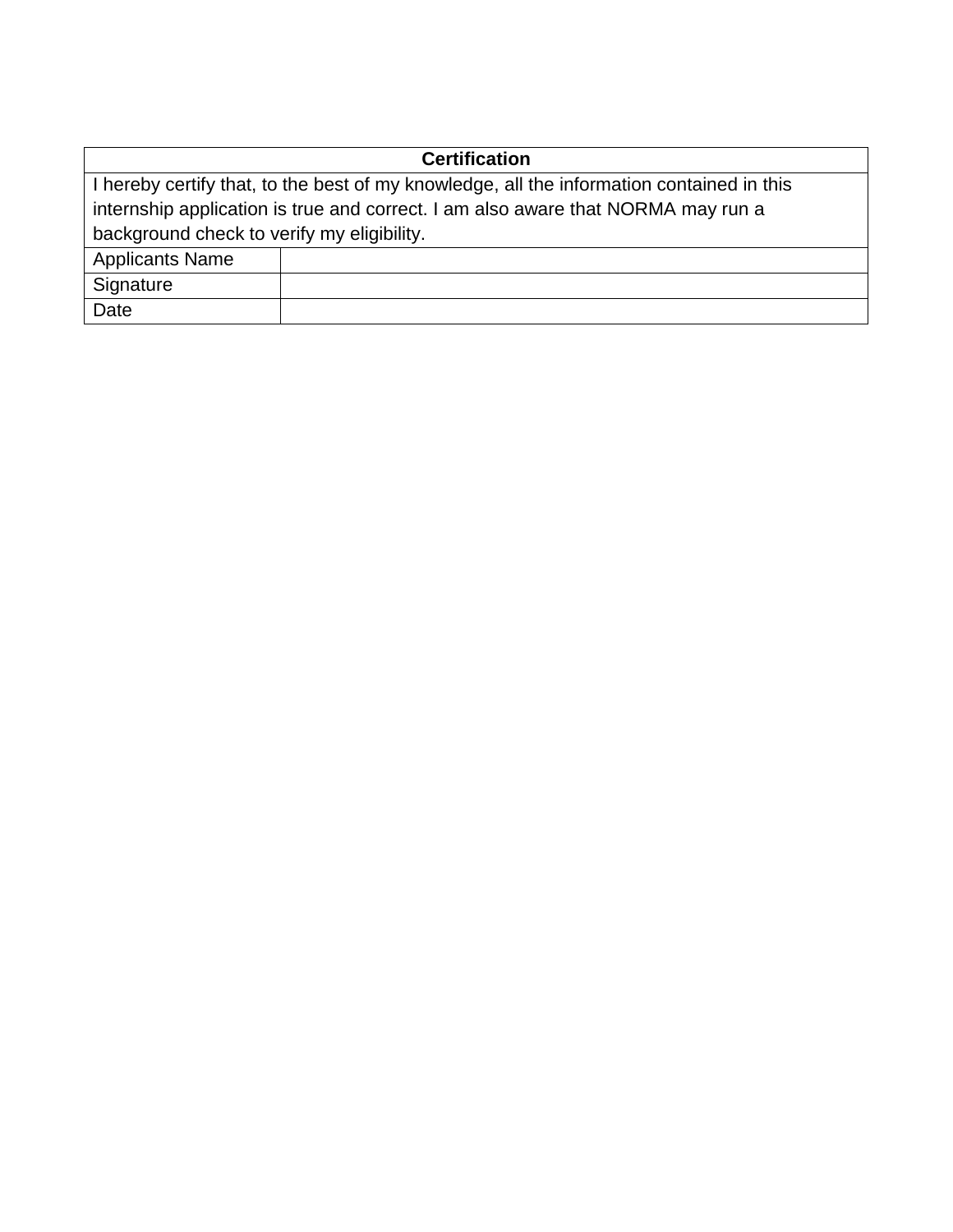| Certification | |
|---|---|
| I hereby certify that, to the best of my knowledge, all the information contained in this internship application is true and correct. I am also aware that NORMA may run a background check to verify my eligibility. | |
| Applicants Name | |
| Signature | |
| Date | |